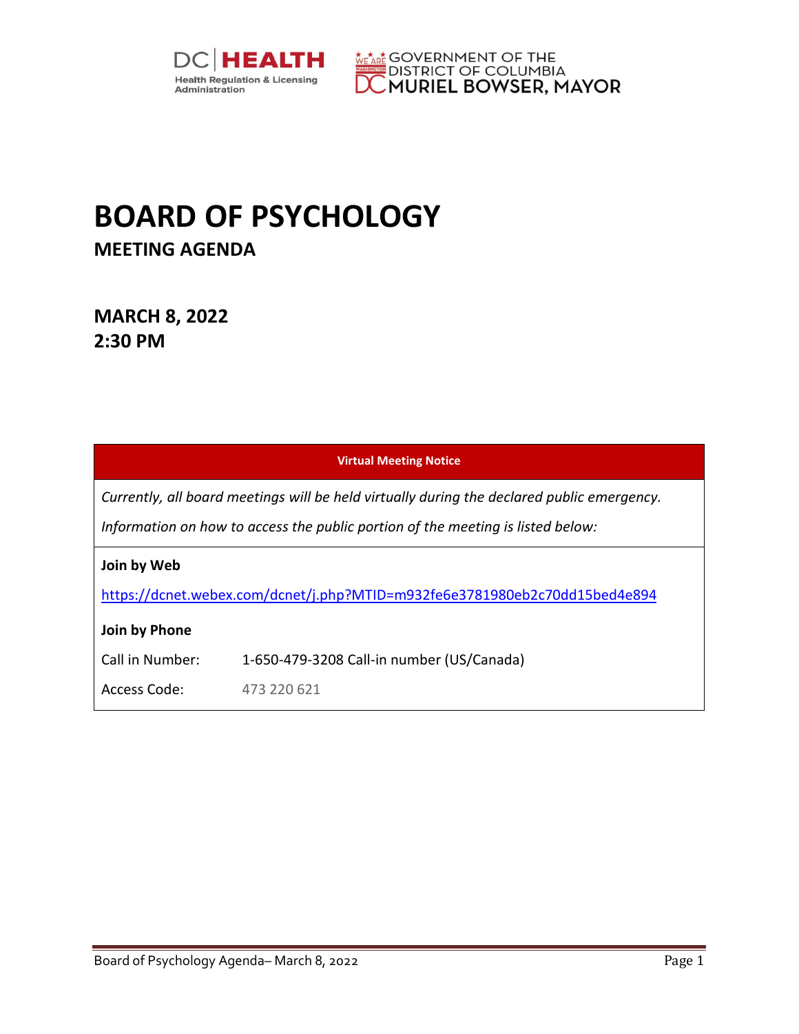DC HEALTH
Health Regulation & Licensing Administration

GOVERNMENT OF THE DISTRICT OF COLUMBIA
MURIEL BOWSER, MAYOR

# BOARD OF PSYCHOLOGY

## MEETING AGENDA

## MARCH 8, 2022
## 2:30 PM

| Virtual Meeting Notice | |
|---|---|
| *Currently, all board meetings will be held virtually during the declared public emergency.* | |
| *Information on how to access the public portion of the meeting is listed below:* | |
| **Join by Web** | |
| https://dcnet.webex.com/dcnet/j.php?MTID=m932fe6e3781980eb2c70dd15bed4e894 | |
| **Join by Phone** | |
| Call in Number: | 1-650-479-3208 Call-in number (US/Canada) |
| Access Code: | 473 220 621 |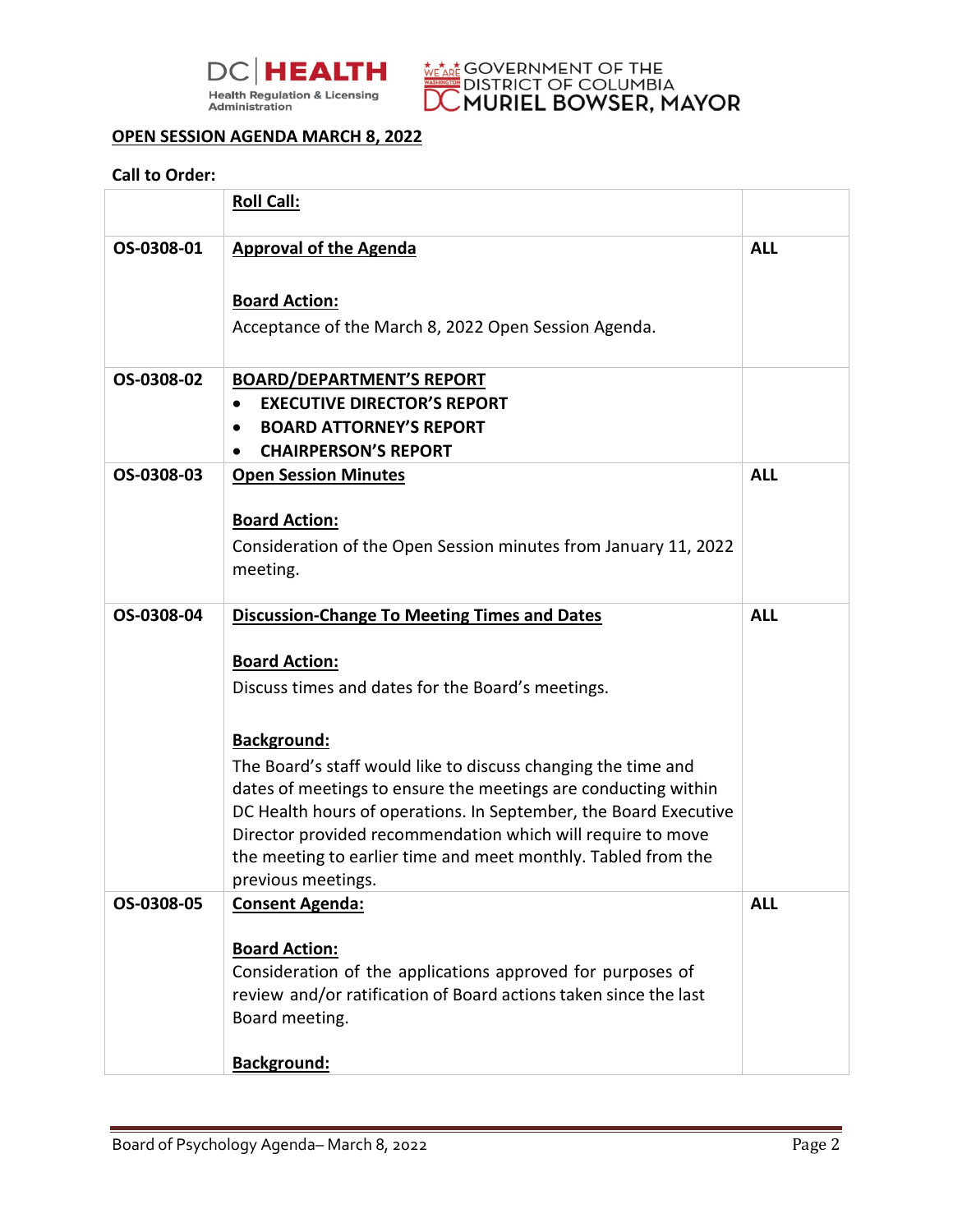**OPEN SESSION AGENDA MARCH 8, 2022**

**Call to Order:**

| | | |
|---|---|---|
| | **Roll Call:** | |
| OS-0308-01 | **Approval of the Agenda**<br><br>**Board Action:**<br>Acceptance of the March 8, 2022 Open Session Agenda. | ALL |
| OS-0308-02 | **BOARD/DEPARTMENT'S REPORT**<br>• **EXECUTIVE DIRECTOR'S REPORT**<br>• **BOARD ATTORNEY'S REPORT**<br>• **CHAIRPERSON'S REPORT** | |
| OS-0308-03 | **Open Session Minutes**<br><br>**Board Action:**<br>Consideration of the Open Session minutes from January 11, 2022 meeting. | ALL |
| OS-0308-04 | **Discussion-Change To Meeting Times and Dates**<br><br>**Board Action:**<br>Discuss times and dates for the Board's meetings.<br><br>**Background:**<br>The Board's staff would like to discuss changing the time and dates of meetings to ensure the meetings are conducting within DC Health hours of operations. In September, the Board Executive Director provided recommendation which will require to move the meeting to earlier time and meet monthly. Tabled from the previous meetings. | ALL |
| OS-0308-05 | **Consent Agenda:**<br><br>**Board Action:**<br>Consideration of the applications approved for purposes of review and/or ratification of Board actions taken since the last Board meeting.<br><br>**Background:** | ALL |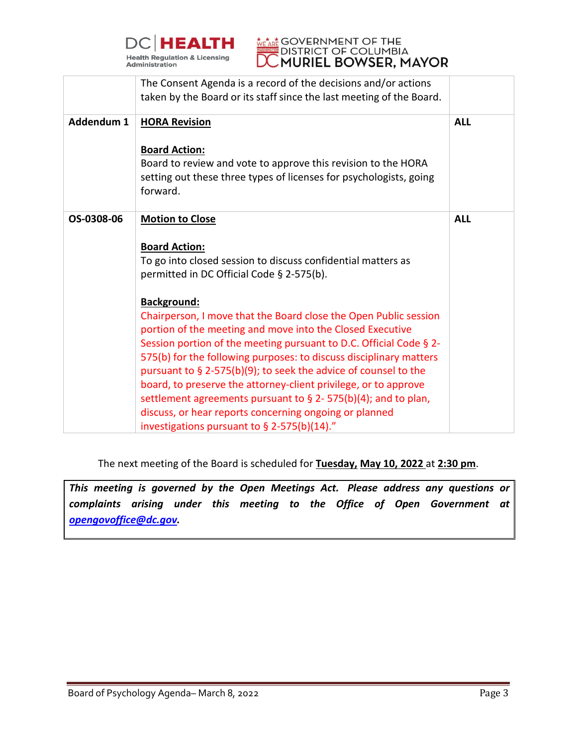| | | |
|---|---|---|
| | The Consent Agenda is a record of the decisions and/or actions taken by the Board or its staff since the last meeting of the Board. | |
| **Addendum 1** | **HORA Revision**<br><br>**Board Action:**<br>Board to review and vote to approve this revision to the HORA setting out these three types of licenses for psychologists, going forward. | **ALL** |
| **OS-0308-06** | **Motion to Close**<br><br>**Board Action:**<br>To go into closed session to discuss confidential matters as permitted in DC Official Code § 2-575(b).<br><br>**Background:**<br>Chairperson, I move that the Board close the Open Public session portion of the meeting and move into the Closed Executive Session portion of the meeting pursuant to D.C. Official Code § 2-575(b) for the following purposes: to discuss disciplinary matters pursuant to § 2-575(b)(9); to seek the advice of counsel to the board, to preserve the attorney-client privilege, or to approve settlement agreements pursuant to § 2- 575(b)(4); and to plan, discuss, or hear reports concerning ongoing or planned investigations pursuant to § 2-575(b)(14)." | **ALL** |

The next meeting of the Board is scheduled for **Tuesday, May 10, 2022** at **2:30 pm**.

***This meeting is governed by the Open Meetings Act. Please address any questions or complaints arising under this meeting to the Office of Open Government at opengovoffice@dc.gov.***